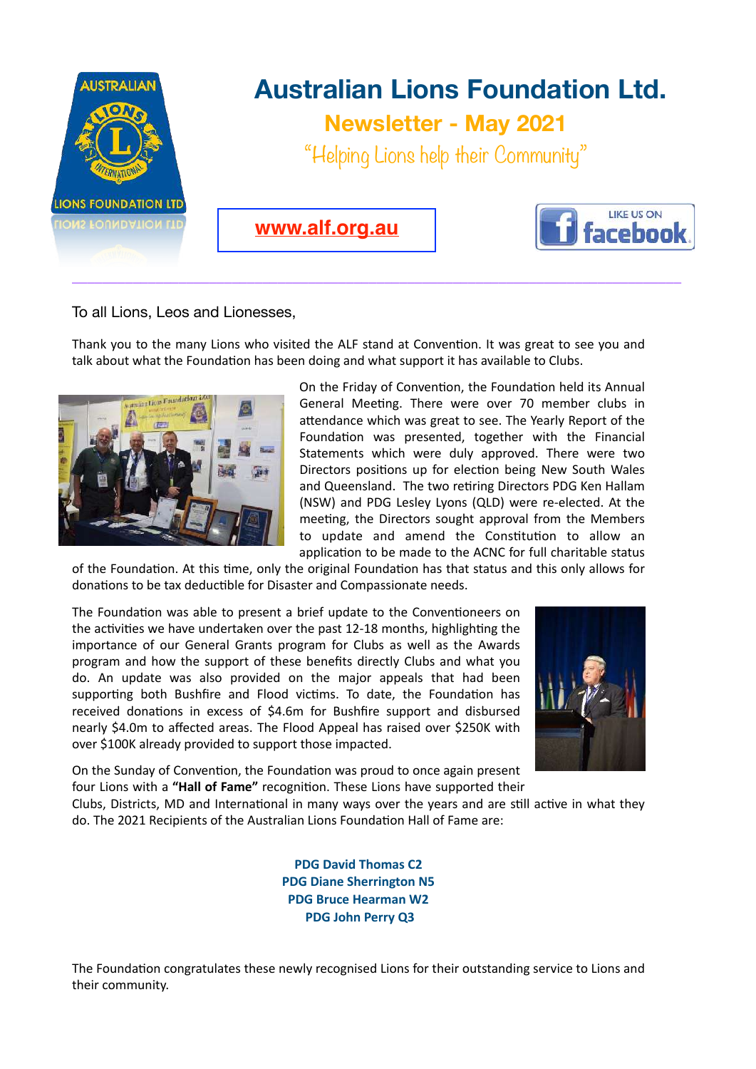# Australian Lions Foundation Ltd.

## Newsletter - May 2021

"Helping Lions help their Community"

www.alf.org.au

LIKE US ON facebook

To all Lions, Leos and Lionesses,

Thank you to the many Lions who visited the ALF stand at Convention. It was great to see you and talk about what the Foundation has been doing and what support it has available to Clubs.

On the Friday of Convention, the Foundation held its Annual General Meeting. There were over 70 member clubs in attendance which was great to see. The Yearly Report of the Foundation was presented, together with the Financial Statements which were duly approved. There were two Directors positions up for election being New South Wales and Queensland. The two retiring Directors PDG Ken Hallam (NSW) and PDG Lesley Lyons (QLD) were re-elected. At the meeting, the Directors sought approval from the Members to update and amend the Constitution to allow an application to be made to the ACNC for full charitable status of the Foundation. At this time, only the original Foundation has that status and this only allows for donations to be tax deductible for Disaster and Compassionate needs.

The Foundation was able to present a brief update to the Conventioneers on the activities we have undertaken over the past 12-18 months, highlighting the importance of our General Grants program for Clubs as well as the Awards program and how the support of these benefits directly Clubs and what you do. An update was also provided on the major appeals that had been supporting both Bushfire and Flood victims. To date, the Foundation has received donations in excess of $4.6m for Bushfire support and disbursed nearly $4.0m to affected areas. The Flood Appeal has raised over $250K with over $100K already provided to support those impacted.

On the Sunday of Convention, the Foundation was proud to once again present four Lions with a **"Hall of Fame"** recognition. These Lions have supported their Clubs, Districts, MD and International in many ways over the years and are still active in what they do. The 2021 Recipients of the Australian Lions Foundation Hall of Fame are:

**PDG David Thomas C2**
**PDG Diane Sherrington N5**
**PDG Bruce Hearman W2**
**PDG John Perry Q3**

The Foundation congratulates these newly recognised Lions for their outstanding service to Lions and their community.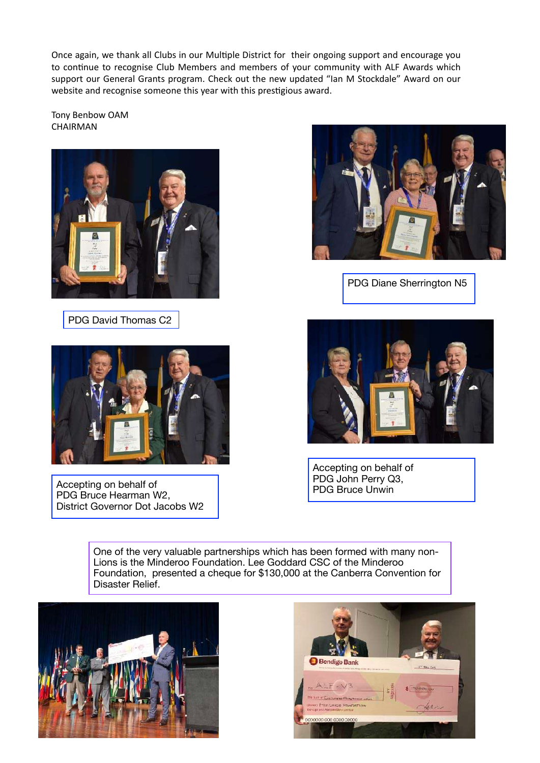Once again, we thank all Clubs in our Multiple District for their ongoing support and encourage you to continue to recognise Club Members and members of your community with ALF Awards which support our General Grants program. Check out the new updated "Ian M Stockdale" Award on our website and recognise someone this year with this prestigious award.

Tony Benbow OAM
CHAIRMAN

PDG David Thomas C2

PDG Diane Sherrington N5

Accepting on behalf of
PDG Bruce Hearman W2,
District Governor Dot Jacobs W2

Accepting on behalf of
PDG John Perry Q3,
PDG Bruce Unwin

One of the very valuable partnerships which has been formed with many non-Lions is the Minderoo Foundation. Lee Goddard CSC of the Minderoo Foundation, presented a cheque for $130,000 at the Canberra Convention for Disaster Relief.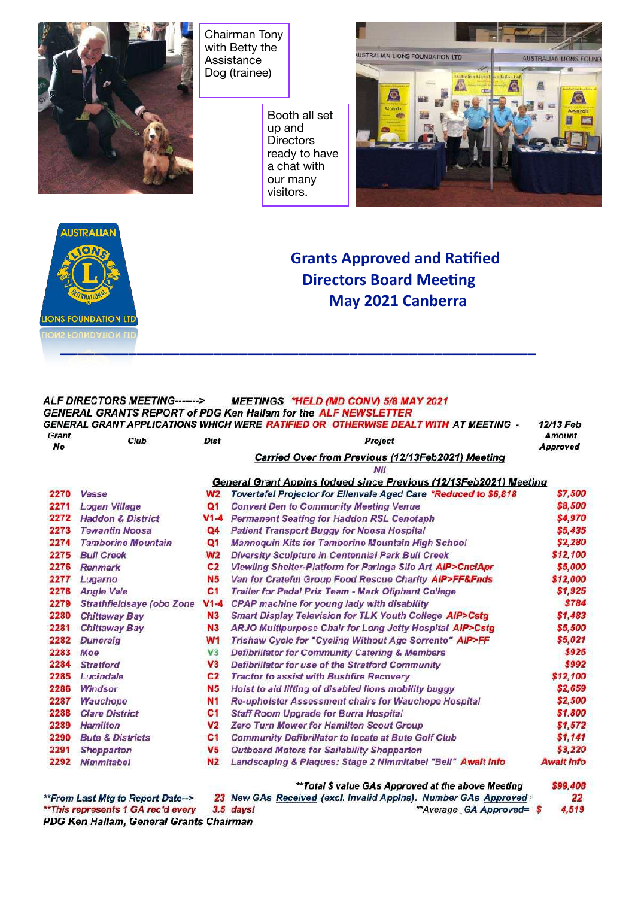Chairman Tony with Betty the Assistance Dog (trainee)

Booth all set up and Directors ready to have a chat with our many visitors.

## Grants Approved and Ratified Directors Board Meeting May 2021 Canberra

**ALF DIRECTORS MEETING-------> MEETINGS *HELD (MD CONV) 5/8 MAY 2021**

**GENERAL GRANTS REPORT of PDG Ken Hallam for the ALF NEWSLETTER**

**GENERAL GRANT APPLICATIONS WHICH WERE RATIFIED OR OTHERWISE DEALT WITH AT MEETING - 12/13 Feb**

| Grant No | Club | Dist | Project | Amount Approved |
|---|---|---|---|---|
| | | | **Carried Over from Previous (12/13Feb2021) Meeting** | |
| | | | Nil | |
| | | | **General Grant Applns lodged since Previous (12/13Feb2021) Meeting** | |
| 2270 | Vasse | W2 | Tovertafel Projector for Ellenvale Aged Care *Reduced to $6,818 | $7,500 |
| 2271 | Logan Village | Q1 | Convert Den to Community Meeting Venue | $8,500 |
| 2272 | Haddon & District | V1-4 | Permanent Seating for Haddon RSL Cenotaph | $4,970 |
| 2273 | Tewantin Noosa | Q4 | Patient Transport Buggy for Noosa Hospital | $5,435 |
| 2274 | Tamborine Mountain | Q1 | Mannequin Kits for Tamborine Mountain High School | $2,280 |
| 2275 | Bull Creek | W2 | Diversity Sculpture in Centennial Park Bull Creek | $12,100 |
| 2276 | Renmark | C2 | Viewing Shelter-Platform for Paringa Silo Art AIP>CnclApr | $5,000 |
| 2277 | Lugarno | N5 | Van for Grateful Group Food Rescue Charity AIP>FF&Fnds | $12,000 |
| 2278 | Angle Vale | C1 | Trailer for Pedal Prix Team - Mark Oliphant College | $1,925 |
| 2279 | Strathfieldsaye (obo Zone | V1-4 | CPAP machine for young lady with disability | $784 |
| 2280 | Chittaway Bay | N3 | Smart Display Television for TLK Youth College AIP>Cstg | $1,483 |
| 2281 | Chittaway Bay | N3 | ARJO Multipurpose Chair for Long Jetty Hospital AIP>Cstg | $5,500 |
| 2282 | Duncraig | W1 | Trishaw Cycle for "Cycling Without Age Sorrento" AIP>FF | $5,021 |
| 2283 | Moe | V3 | Defibrillator for Community Catering & Members | $926 |
| 2284 | Stratford | V3 | Defibrillator for use of the Stratford Community | $992 |
| 2285 | Lucindale | C2 | Tractor to assist with Bushfire Recovery | $12,100 |
| 2286 | Windsor | N5 | Hoist to aid lifting of disabled lions mobility buggy | $2,659 |
| 2287 | Wauchope | N1 | Re-upholster Assessment chairs for Wauchope Hospital | $2,500 |
| 2288 | Clare District | C1 | Staff Room Upgrade for Burra Hospital | $1,800 |
| 2289 | Hamilton | V2 | Zero Turn Mower for Hamilton Scout Group | $1,572 |
| 2290 | Bute & Districts | C1 | Community Defibrillator to locate at Bute Golf Club | $1,141 |
| 2291 | Shepparton | V5 | Outboard Motors for Sailability Shepparton | $3,220 |
| 2292 | Nimmitabel | N2 | Landscaping & Plaques: Stage 2 Nimmitabel "Bell" Await Info | Await Info |

**Total $ value GAs Approved at the above Meeting **$99,408**

**From Last Mtg to Report Date--> 23 New GAs Received (excl. Invalid Applns). Number GAs Approved: 22

**This represents 1 GA rec'd every 3.5 days! **Average GA Approved= $ 4,519

PDG Ken Hallam, General Grants Chairman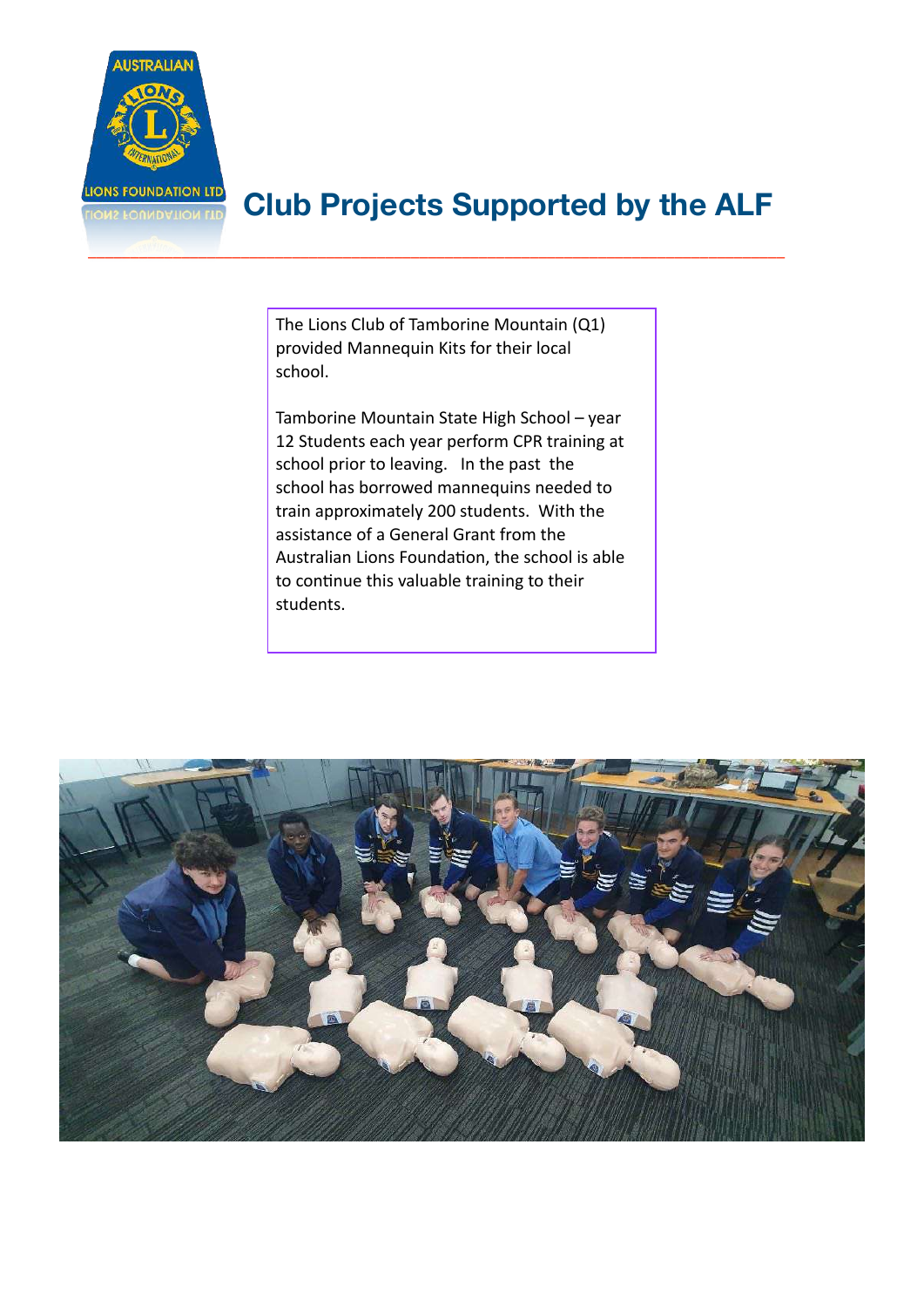# Club Projects Supported by the ALF

The Lions Club of Tamborine Mountain (Q1) provided Mannequin Kits for their local school.

Tamborine Mountain State High School – year 12 Students each year perform CPR training at school prior to leaving. In the past the school has borrowed mannequins needed to train approximately 200 students. With the assistance of a General Grant from the Australian Lions Foundation, the school is able to continue this valuable training to their students.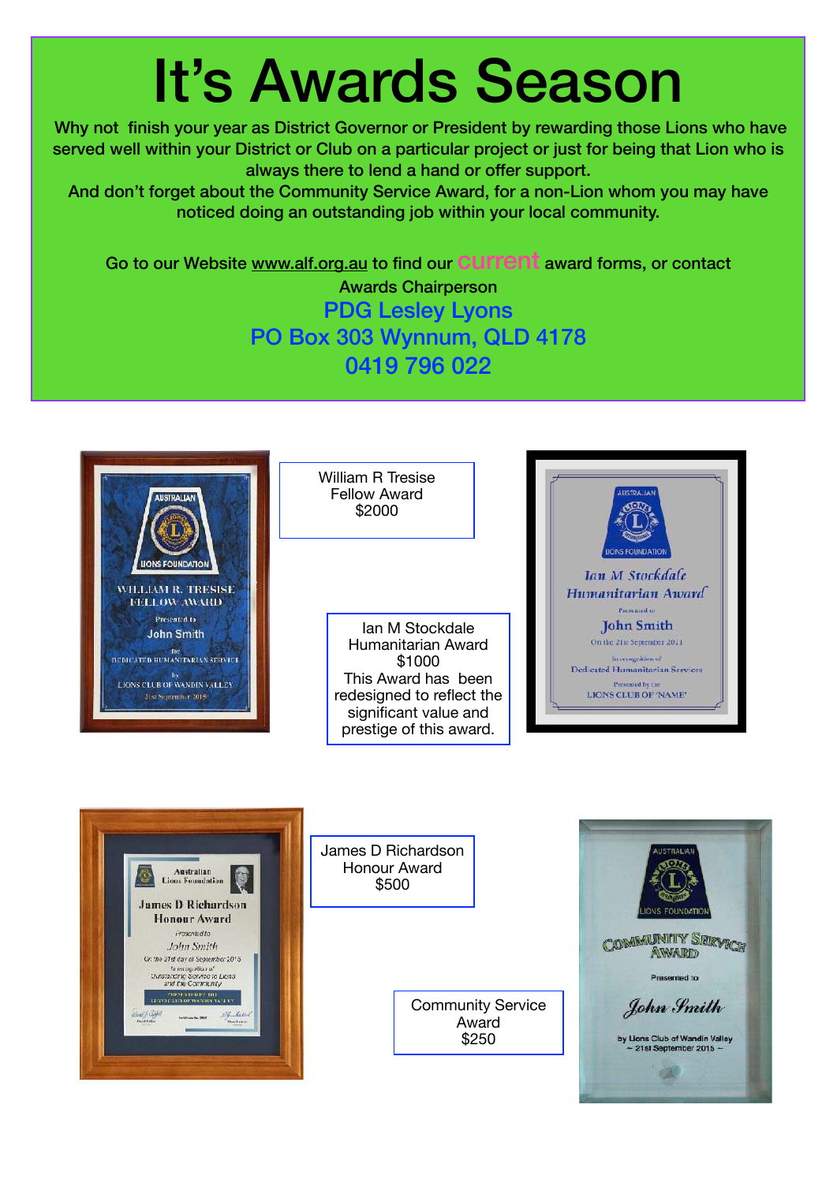# It's Awards Season

Why not finish your year as District Governor or President by rewarding those Lions who have served well within your District or Club on a particular project or just for being that Lion who is always there to lend a hand or offer support.

And don't forget about the Community Service Award, for a non-Lion whom you may have noticed doing an outstanding job within your local community.

Go to our Website www.alf.org.au to find our current award forms, or contact Awards Chairperson

PDG Lesley Lyons
PO Box 303 Wynnum, QLD 4178
0419 796 022

William R Tresise Fellow Award
$2000

Ian M Stockdale Humanitarian Award
$1000
This Award has been redesigned to reflect the significant value and prestige of this award.

James D Richardson Honour Award
$500

Community Service Award
$250